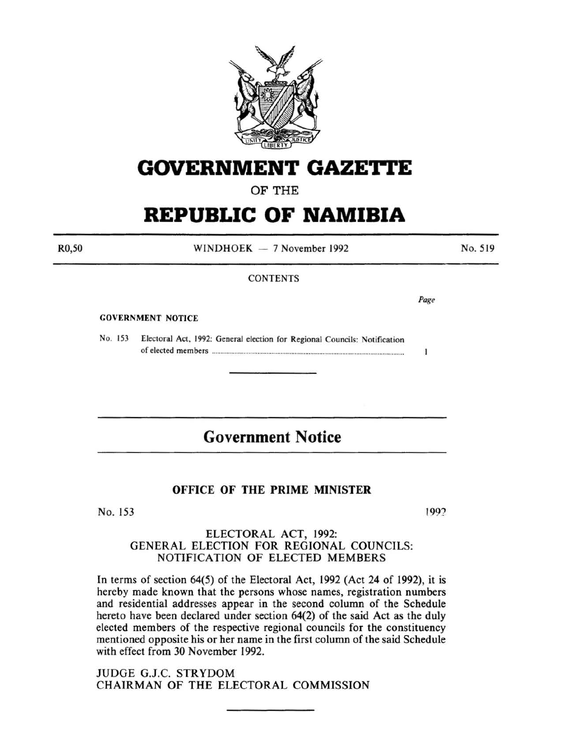# GOVERNMENT GAZETTE

OF THE

# REPUBLIC OF NAMIBIA

R0,50 WINDHOEK — 7 November 1992 No. 519

CONTENTS

| | | Page |
|---|---|---|
| **GOVERNMENT NOTICE** | | |
| No. 153 | Electoral Act, 1992: General election for Regional Councils: Notification of elected members | 1 |

## Government Notice

### OFFICE OF THE PRIME MINISTER

No. 153 1992

ELECTORAL ACT, 1992:
GENERAL ELECTION FOR REGIONAL COUNCILS:
NOTIFICATION OF ELECTED MEMBERS

In terms of section 64(5) of the Electoral Act, 1992 (Act 24 of 1992), it is hereby made known that the persons whose names, registration numbers and residential addresses appear in the second column of the Schedule hereto have been declared under section 64(2) of the said Act as the duly elected members of the respective regional councils for the constituency mentioned opposite his or her name in the first column of the said Schedule with effect from 30 November 1992.

JUDGE G.J.C. STRYDOM
CHAIRMAN OF THE ELECTORAL COMMISSION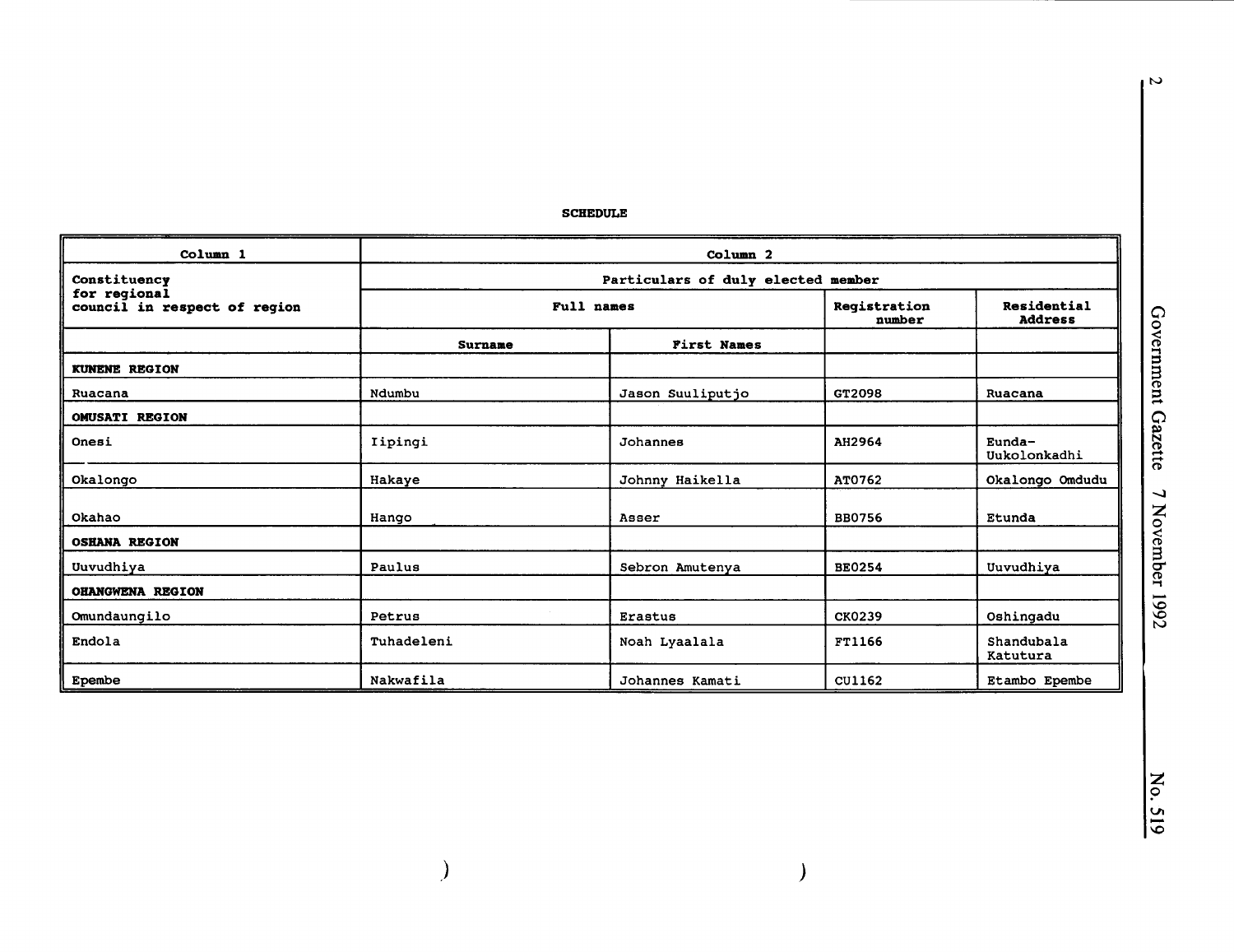SCHEDULE

| Column 1 | Column 2 | | | |
|---|---|---|---|---|
| Constituency for regional council in respect of region | Particulars of duly elected member | | | |
| | Full names | | Registration number | Residential Address |
| | Surname | First Names | | |
| **KUNENE REGION** | | | | |
| Ruacana | Ndumbu | Jason Suuliputjo | GT2098 | Ruacana |
| **OMUSATI REGION** | | | | |
| Onesi | Iipingi | Johannes | AH2964 | Eunda-Uukolonkadhi |
| Okalongo | Hakaye | Johnny Haikella | AT0762 | Okalongo Omdudu |
| Okahao | Hango | Asser | BB0756 | Etunda |
| **OSHANA REGION** | | | | |
| Uuvudhiya | Paulus | Sebron Amutenya | BE0254 | Uuvudhiya |
| **OHANGWENA REGION** | | | | |
| Omundaungilo | Petrus | Erastus | CK0239 | Oshingadu |
| Endola | Tuhadeleni | Noah Lyaalala | FT1166 | Shandubala Katutura |
| Epembe | Nakwafila | Johannes Kamati | CU1162 | Etambo Epembe |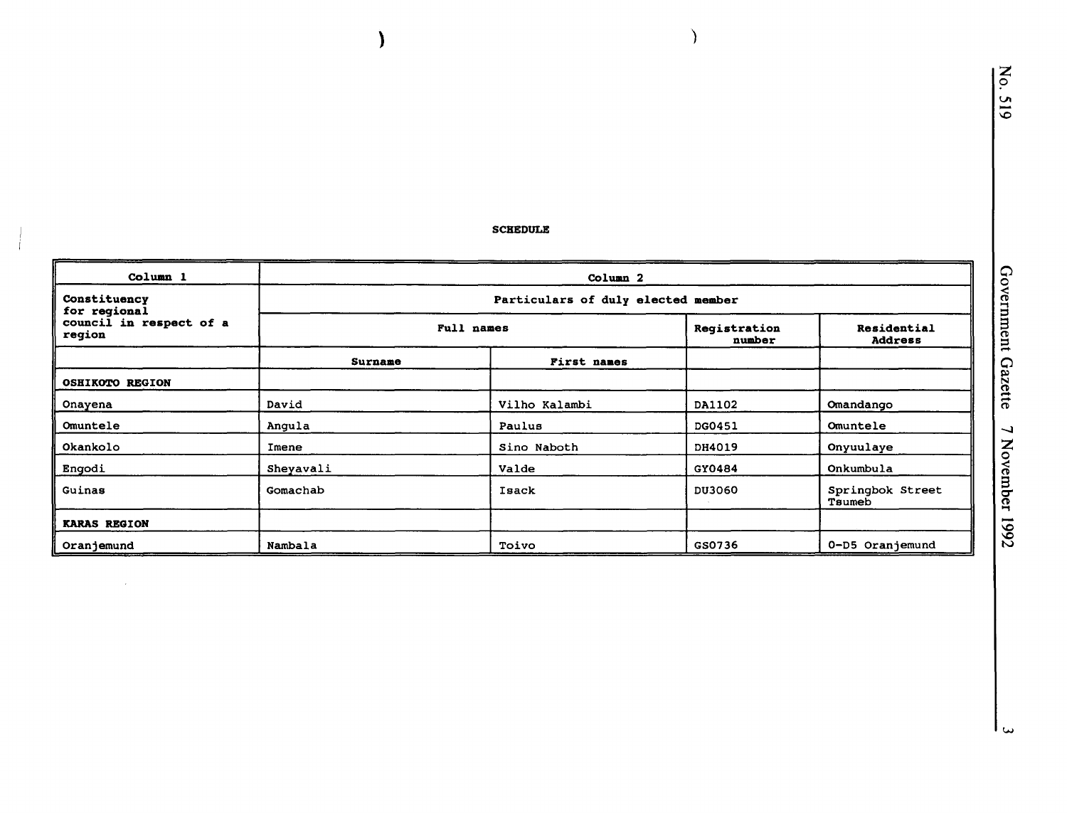**SCHEDULE**

| Column 1 | Column 2 | | | |
|---|---|---|---|---|
| Constituency for regional council in respect of a region | Particulars of duly elected member | | | |
| | Full names | | Registration number | Residential Address |
| | Surname | First names | | |
| **OSHIKOTO REGION** | | | | |
| Onayena | David | Vilho Kalambi | DA1102 | Omandango |
| Omuntele | Angula | Paulus | DG0451 | Omuntele |
| Okankolo | Imene | Sino Naboth | DH4019 | Onyuulaye |
| Engodi | Sheyavali | Valde | GY0484 | Onkumbula |
| Guinas | Gomachab | Isack | DU3060 | Springbok Street Tsumeb |
| **KARAS REGION** | | | | |
| Oranjemund | Nambala | Toivo | GS0736 | O-D5 Oranjemund |